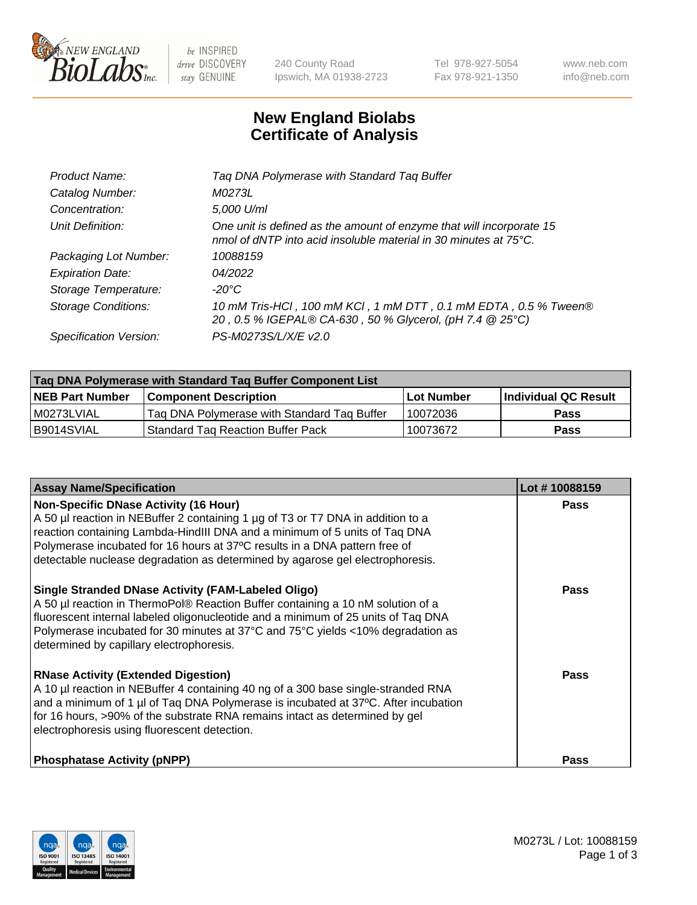# New England Biolabs Certificate of Analysis

| | |
|---|---|
| Product Name: | Taq DNA Polymerase with Standard Taq Buffer |
| Catalog Number: | M0273L |
| Concentration: | 5,000 U/ml |
| Unit Definition: | One unit is defined as the amount of enzyme that will incorporate 15 nmol of dNTP into acid insoluble material in 30 minutes at 75°C. |
| Packaging Lot Number: | 10088159 |
| Expiration Date: | 04/2022 |
| Storage Temperature: | -20°C |
| Storage Conditions: | 10 mM Tris-HCl , 100 mM KCl , 1 mM DTT , 0.1 mM EDTA , 0.5 % Tween® 20 , 0.5 % IGEPAL® CA-630 , 50 % Glycerol, (pH 7.4 @ 25°C) |
| Specification Version: | PS-M0273S/L/X/E v2.0 |

| Taq DNA Polymerase with Standard Taq Buffer Component List | | | |
|---|---|---|---|
| **NEB Part Number** | **Component Description** | **Lot Number** | **Individual QC Result** |
| M0273LVIAL | Taq DNA Polymerase with Standard Taq Buffer | 10072036 | Pass |
| B9014SVIAL | Standard Taq Reaction Buffer Pack | 10073672 | Pass |

| Assay Name/Specification | Lot # 10088159 |
|---|---|
| **Non-Specific DNase Activity (16 Hour)**<br>A 50 µl reaction in NEBuffer 2 containing 1 µg of T3 or T7 DNA in addition to a reaction containing Lambda-HindIII DNA and a minimum of 5 units of Taq DNA Polymerase incubated for 16 hours at 37ºC results in a DNA pattern free of detectable nuclease degradation as determined by agarose gel electrophoresis. | Pass |
| **Single Stranded DNase Activity (FAM-Labeled Oligo)**<br>A 50 µl reaction in ThermoPol® Reaction Buffer containing a 10 nM solution of a fluorescent internal labeled oligonucleotide and a minimum of 25 units of Taq DNA Polymerase incubated for 30 minutes at 37°C and 75°C yields <10% degradation as determined by capillary electrophoresis. | Pass |
| **RNase Activity (Extended Digestion)**<br>A 10 µl reaction in NEBuffer 4 containing 40 ng of a 300 base single-stranded RNA and a minimum of 1 µl of Taq DNA Polymerase is incubated at 37ºC. After incubation for 16 hours, >90% of the substrate RNA remains intact as determined by gel electrophoresis using fluorescent detection. | Pass |
| **Phosphatase Activity (pNPP)** | Pass |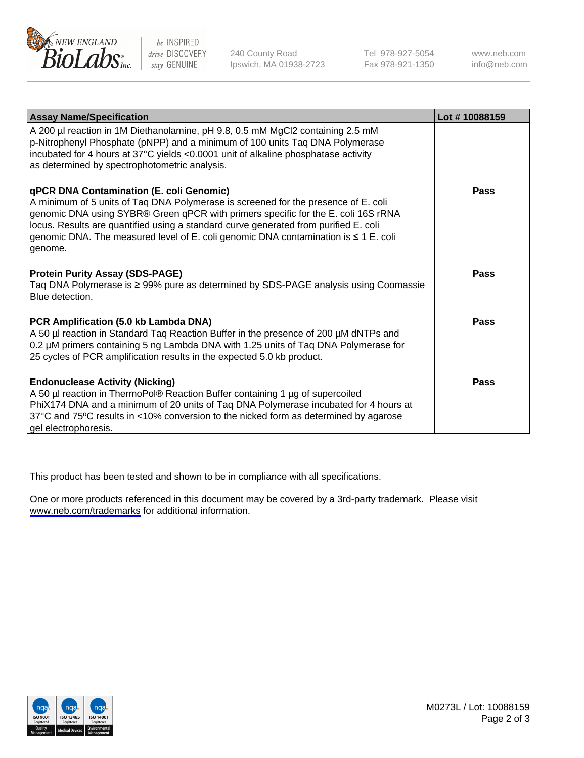| Assay Name/Specification | Lot # 10088159 |
| --- | --- |
| A 200 µl reaction in 1M Diethanolamine, pH 9.8, 0.5 mM $MgCl_2$ containing 2.5 mM p-Nitrophenyl Phosphate (pNPP) and a minimum of 100 units Taq DNA Polymerase incubated for 4 hours at 37°C yields <0.0001 unit of alkaline phosphatase activity as determined by spectrophotometric analysis. | |
| **qPCR DNA Contamination (E. coli Genomic)** A minimum of 5 units of Taq DNA Polymerase is screened for the presence of E. coli genomic DNA using SYBR® Green qPCR with primers specific for the E. coli 16S rRNA locus. Results are quantified using a standard curve generated from purified E. coli genomic DNA. The measured level of E. coli genomic DNA contamination is ≤ 1 E. coli genome. | **Pass** |
| **Protein Purity Assay (SDS-PAGE)** Taq DNA Polymerase is ≥ 99% pure as determined by SDS-PAGE analysis using Coomassie Blue detection. | **Pass** |
| **PCR Amplification (5.0 kb Lambda DNA)** A 50 µl reaction in Standard Taq Reaction Buffer in the presence of 200 µM dNTPs and 0.2 µM primers containing 5 ng Lambda DNA with 1.25 units of Taq DNA Polymerase for 25 cycles of PCR amplification results in the expected 5.0 kb product. | **Pass** |
| **Endonuclease Activity (Nicking)** A 50 µl reaction in ThermoPol® Reaction Buffer containing 1 µg of supercoiled PhiX174 DNA and a minimum of 20 units of Taq DNA Polymerase incubated for 4 hours at 37°C and 75ºC results in <10% conversion to the nicked form as determined by agarose gel electrophoresis. | **Pass** |

This product has been tested and shown to be in compliance with all specifications.

One or more products referenced in this document may be covered by a 3rd-party trademark. Please visit www.neb.com/trademarks for additional information.

M0273L / Lot: 10088159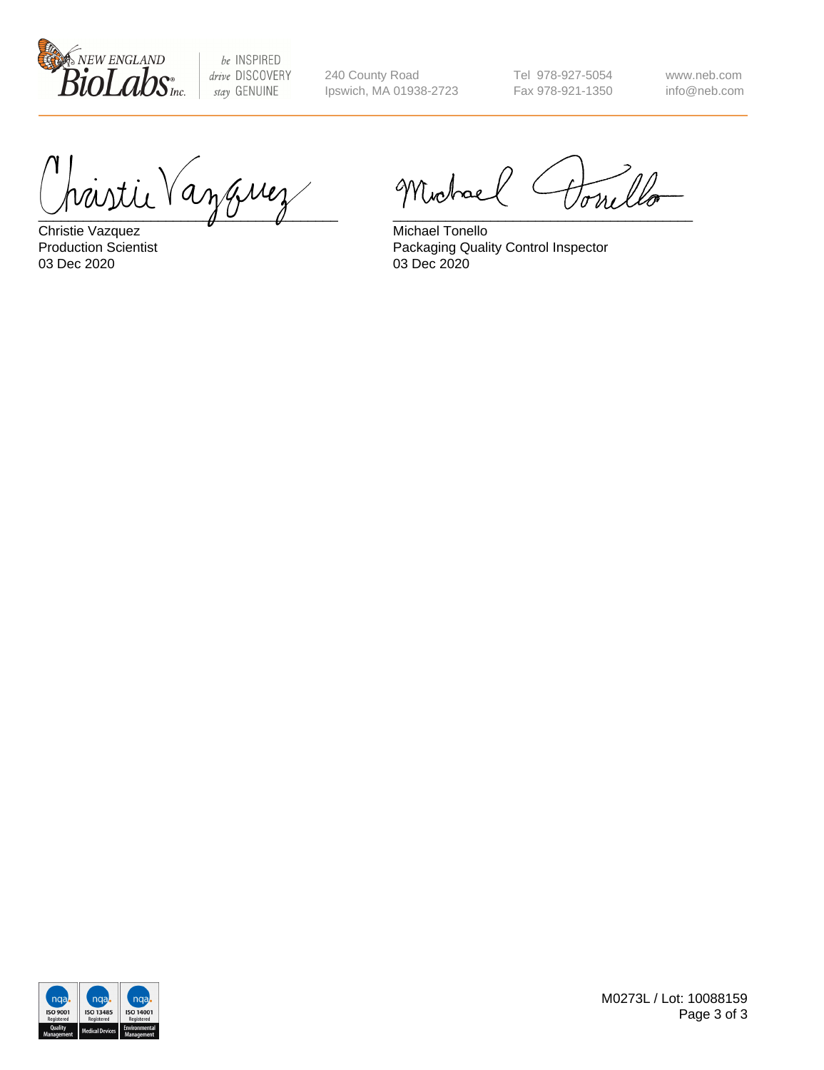Christie Vazquez
Production Scientist
03 Dec 2020

Michael Tonello
Packaging Quality Control Inspector
03 Dec 2020